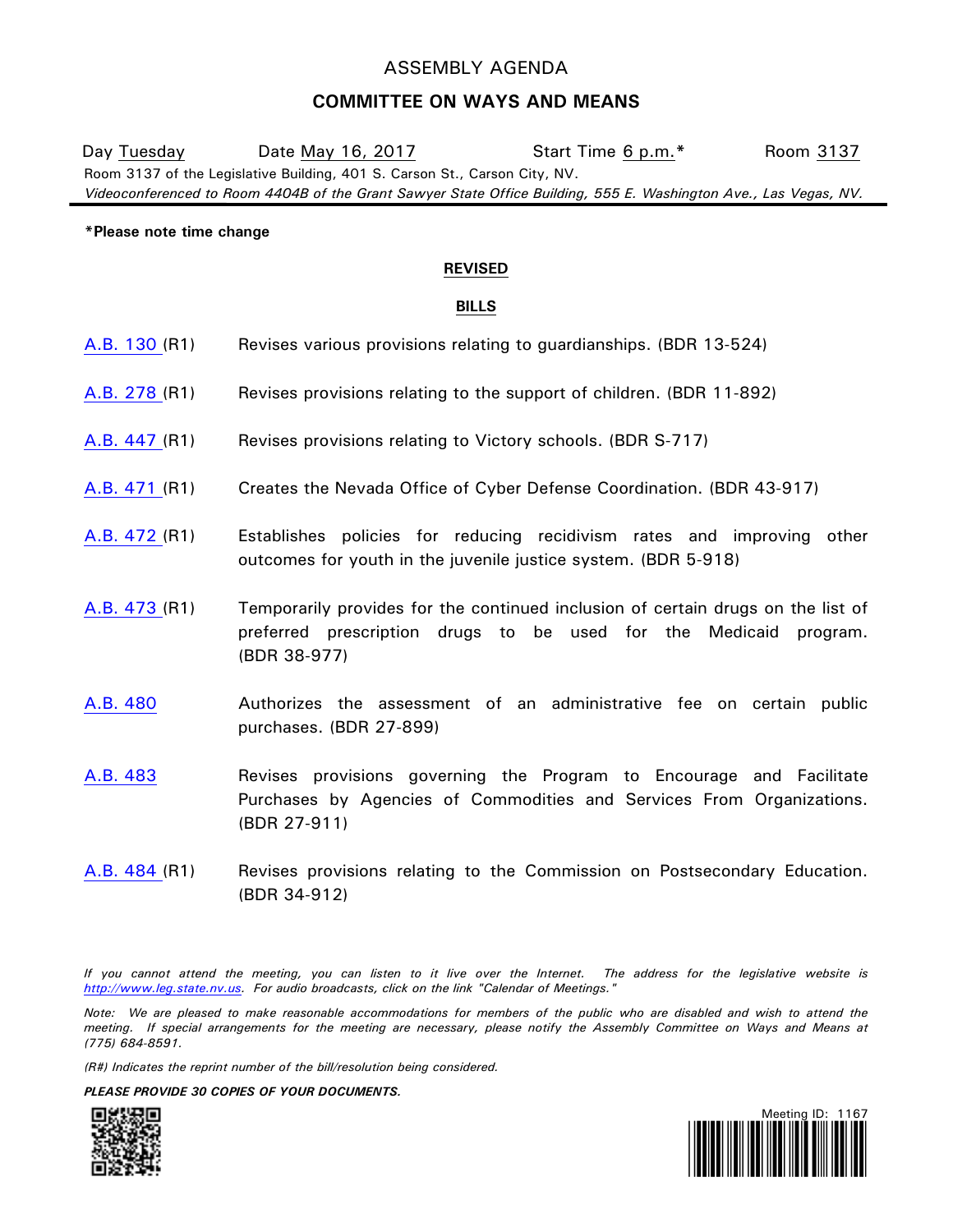# ASSEMBLY AGENDA

## COMMITTEE ON WAYS AND MEANS

Day Tuesday | Date May 16, 2017 | Start Time 6 p.m.* | Room 3137

Room 3137 of the Legislative Building, 401 S. Carson St., Carson City, NV.

*Videoconferenced to Room 4404B of the Grant Sawyer State Office Building, 555 E. Washington Ave., Las Vegas, NV.*

**\*Please note time change**

**REVISED**

**BILLS**

| | |
|---|---|
| A.B. 130 (R1) | Revises various provisions relating to guardianships. (BDR 13-524) |
| A.B. 278 (R1) | Revises provisions relating to the support of children. (BDR 11-892) |
| A.B. 447 (R1) | Revises provisions relating to Victory schools. (BDR S-717) |
| A.B. 471 (R1) | Creates the Nevada Office of Cyber Defense Coordination. (BDR 43-917) |
| A.B. 472 (R1) | Establishes policies for reducing recidivism rates and improving other outcomes for youth in the juvenile justice system. (BDR 5-918) |
| A.B. 473 (R1) | Temporarily provides for the continued inclusion of certain drugs on the list of preferred prescription drugs to be used for the Medicaid program. (BDR 38-977) |
| A.B. 480 | Authorizes the assessment of an administrative fee on certain public purchases. (BDR 27-899) |
| A.B. 483 | Revises provisions governing the Program to Encourage and Facilitate Purchases by Agencies of Commodities and Services From Organizations. (BDR 27-911) |
| A.B. 484 (R1) | Revises provisions relating to the Commission on Postsecondary Education. (BDR 34-912) |

*If you cannot attend the meeting, you can listen to it live over the Internet. The address for the legislative website is http://www.leg.state.nv.us. For audio broadcasts, click on the link "Calendar of Meetings."*

*Note: We are pleased to make reasonable accommodations for members of the public who are disabled and wish to attend the meeting. If special arrangements for the meeting are necessary, please notify the Assembly Committee on Ways and Means at (775) 684-8591.*

*(R#) Indicates the reprint number of the bill/resolution being considered.*

***PLEASE PROVIDE 30 COPIES OF YOUR DOCUMENTS.***

Meeting ID: 1167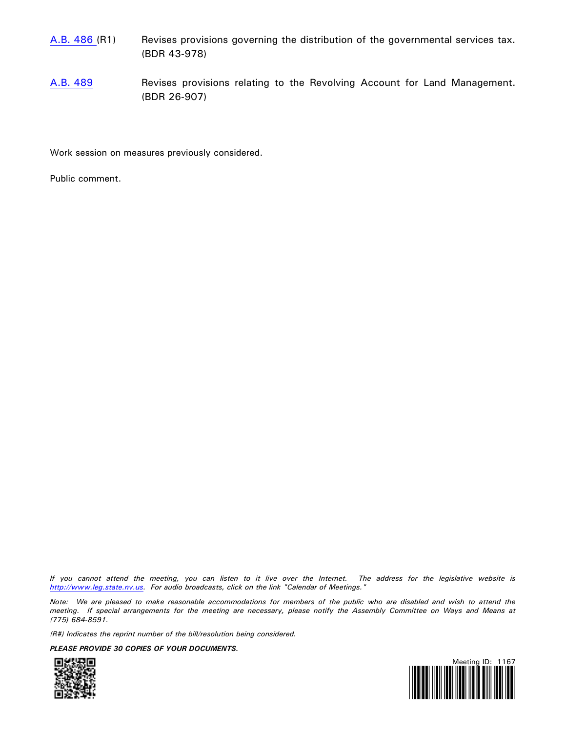A.B. 486 (R1) Revises provisions governing the distribution of the governmental services tax. (BDR 43-978)

A.B. 489 Revises provisions relating to the Revolving Account for Land Management. (BDR 26-907)

Work session on measures previously considered.

Public comment.

*If you cannot attend the meeting, you can listen to it live over the Internet. The address for the legislative website is http://www.leg.state.nv.us. For audio broadcasts, click on the link "Calendar of Meetings."*

*Note: We are pleased to make reasonable accommodations for members of the public who are disabled and wish to attend the meeting. If special arrangements for the meeting are necessary, please notify the Assembly Committee on Ways and Means at (775) 684-8591.*

*(R#) Indicates the reprint number of the bill/resolution being considered.*

***PLEASE PROVIDE 30 COPIES OF YOUR DOCUMENTS.***

Meeting ID: 1167